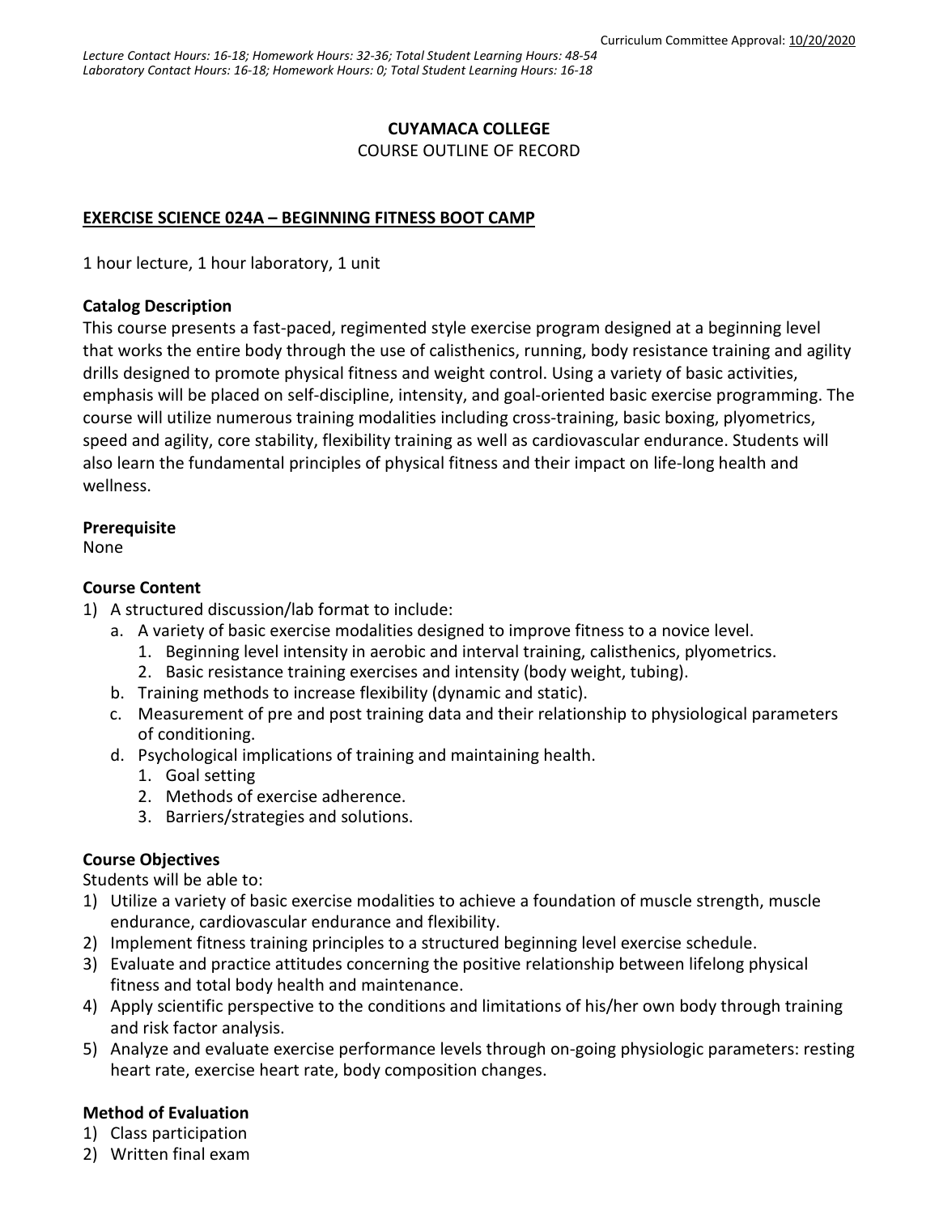Curriculum Committee Approval: 10/20/2020

*Lecture Contact Hours: 16-18; Homework Hours: 32-36; Total Student Learning Hours: 48-54*
*Laboratory Contact Hours: 16-18; Homework Hours: 0; Total Student Learning Hours: 16-18*

**CUYAMACA COLLEGE**
COURSE OUTLINE OF RECORD

**EXERCISE SCIENCE 024A – BEGINNING FITNESS BOOT CAMP**

1 hour lecture, 1 hour laboratory, 1 unit

**Catalog Description**
This course presents a fast-paced, regimented style exercise program designed at a beginning level that works the entire body through the use of calisthenics, running, body resistance training and agility drills designed to promote physical fitness and weight control. Using a variety of basic activities, emphasis will be placed on self-discipline, intensity, and goal-oriented basic exercise programming. The course will utilize numerous training modalities including cross-training, basic boxing, plyometrics, speed and agility, core stability, flexibility training as well as cardiovascular endurance. Students will also learn the fundamental principles of physical fitness and their impact on life-long health and wellness.

**Prerequisite**
None

**Course Content**
1) A structured discussion/lab format to include:
   a. A variety of basic exercise modalities designed to improve fitness to a novice level.
      1. Beginning level intensity in aerobic and interval training, calisthenics, plyometrics.
      2. Basic resistance training exercises and intensity (body weight, tubing).
   b. Training methods to increase flexibility (dynamic and static).
   c. Measurement of pre and post training data and their relationship to physiological parameters of conditioning.
   d. Psychological implications of training and maintaining health.
      1. Goal setting
      2. Methods of exercise adherence.
      3. Barriers/strategies and solutions.

**Course Objectives**
Students will be able to:
1) Utilize a variety of basic exercise modalities to achieve a foundation of muscle strength, muscle endurance, cardiovascular endurance and flexibility.
2) Implement fitness training principles to a structured beginning level exercise schedule.
3) Evaluate and practice attitudes concerning the positive relationship between lifelong physical fitness and total body health and maintenance.
4) Apply scientific perspective to the conditions and limitations of his/her own body through training and risk factor analysis.
5) Analyze and evaluate exercise performance levels through on-going physiologic parameters: resting heart rate, exercise heart rate, body composition changes.

**Method of Evaluation**
1) Class participation
2) Written final exam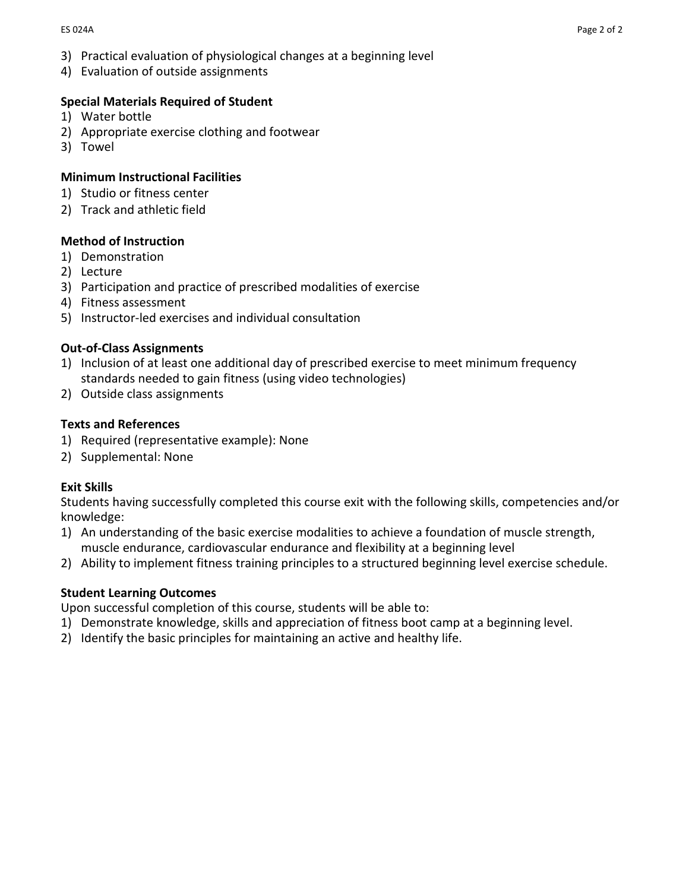3) Practical evaluation of physiological changes at a beginning level
4) Evaluation of outside assignments

**Special Materials Required of Student**
1) Water bottle
2) Appropriate exercise clothing and footwear
3) Towel

**Minimum Instructional Facilities**
1) Studio or fitness center
2) Track and athletic field

**Method of Instruction**
1) Demonstration
2) Lecture
3) Participation and practice of prescribed modalities of exercise
4) Fitness assessment
5) Instructor-led exercises and individual consultation

**Out-of-Class Assignments**
1) Inclusion of at least one additional day of prescribed exercise to meet minimum frequency standards needed to gain fitness (using video technologies)
2) Outside class assignments

**Texts and References**
1) Required (representative example): None
2) Supplemental: None

**Exit Skills**
Students having successfully completed this course exit with the following skills, competencies and/or knowledge:
1) An understanding of the basic exercise modalities to achieve a foundation of muscle strength, muscle endurance, cardiovascular endurance and flexibility at a beginning level
2) Ability to implement fitness training principles to a structured beginning level exercise schedule.

**Student Learning Outcomes**
Upon successful completion of this course, students will be able to:
1) Demonstrate knowledge, skills and appreciation of fitness boot camp at a beginning level.
2) Identify the basic principles for maintaining an active and healthy life.